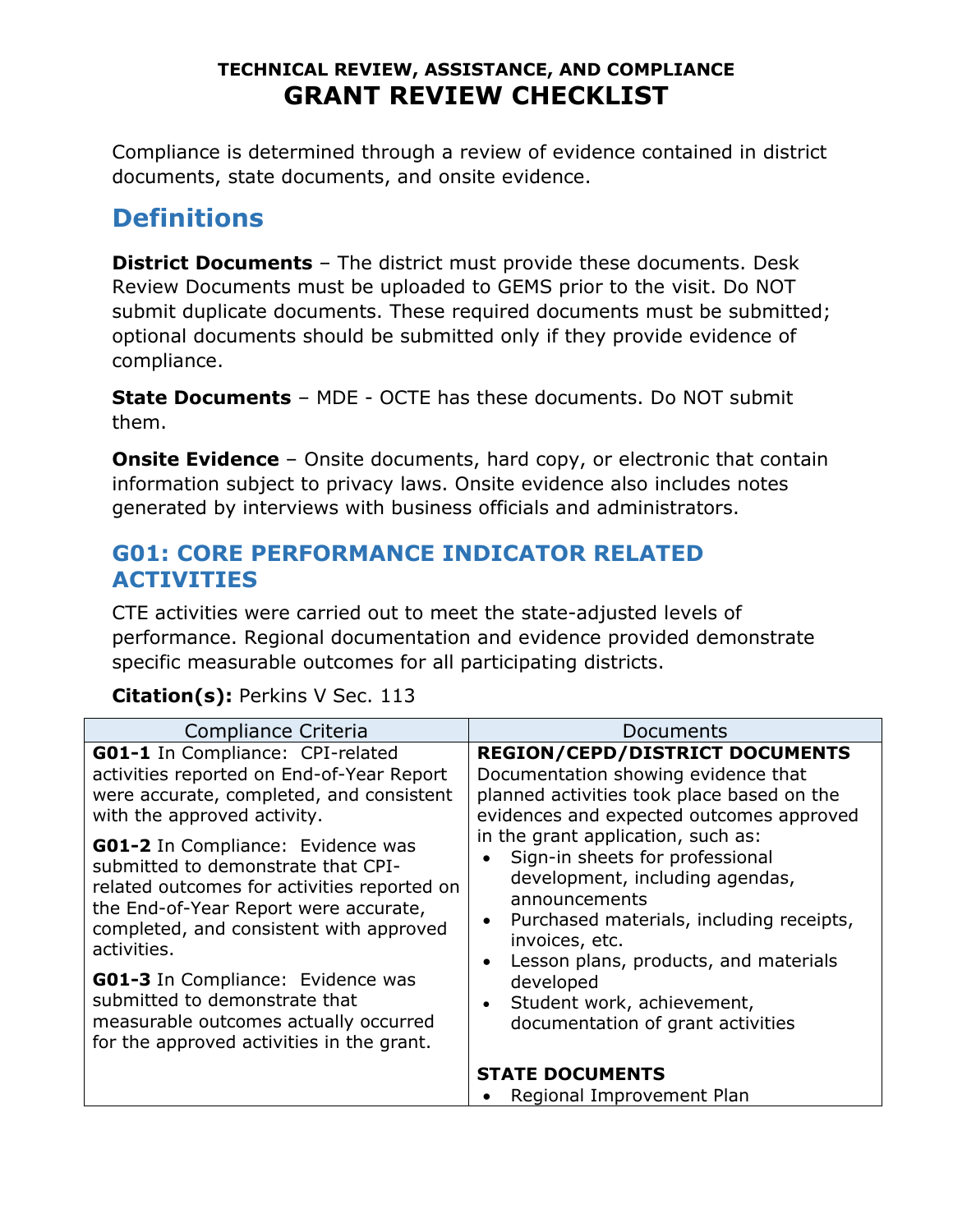**TECHNICAL REVIEW, ASSISTANCE, AND COMPLIANCE**

# GRANT REVIEW CHECKLIST

Compliance is determined through a review of evidence contained in district documents, state documents, and onsite evidence.

## Definitions

**District Documents** – The district must provide these documents. Desk Review Documents must be uploaded to GEMS prior to the visit. Do NOT submit duplicate documents. These required documents must be submitted; optional documents should be submitted only if they provide evidence of compliance.

**State Documents** – MDE - OCTE has these documents. Do NOT submit them.

**Onsite Evidence** – Onsite documents, hard copy, or electronic that contain information subject to privacy laws. Onsite evidence also includes notes generated by interviews with business officials and administrators.

### G01: CORE PERFORMANCE INDICATOR RELATED ACTIVITIES

CTE activities were carried out to meet the state-adjusted levels of performance. Regional documentation and evidence provided demonstrate specific measurable outcomes for all participating districts.

**Citation(s):** Perkins V Sec. 113

| Compliance Criteria | Documents |
|---|---|
| **G01-1** In Compliance: CPI-related activities reported on End-of-Year Report were accurate, completed, and consistent with the approved activity.<br><br>**G01-2** In Compliance: Evidence was submitted to demonstrate that CPI-related outcomes for activities reported on the End-of-Year Report were accurate, completed, and consistent with approved activities.<br><br>**G01-3** In Compliance: Evidence was submitted to demonstrate that measurable outcomes actually occurred for the approved activities in the grant. | **REGION/CEPD/DISTRICT DOCUMENTS**<br>Documentation showing evidence that planned activities took place based on the evidences and expected outcomes approved in the grant application, such as:<br>• Sign-in sheets for professional development, including agendas, announcements<br>• Purchased materials, including receipts, invoices, etc.<br>• Lesson plans, products, and materials developed<br>• Student work, achievement, documentation of grant activities<br><br>**STATE DOCUMENTS**<br>• Regional Improvement Plan |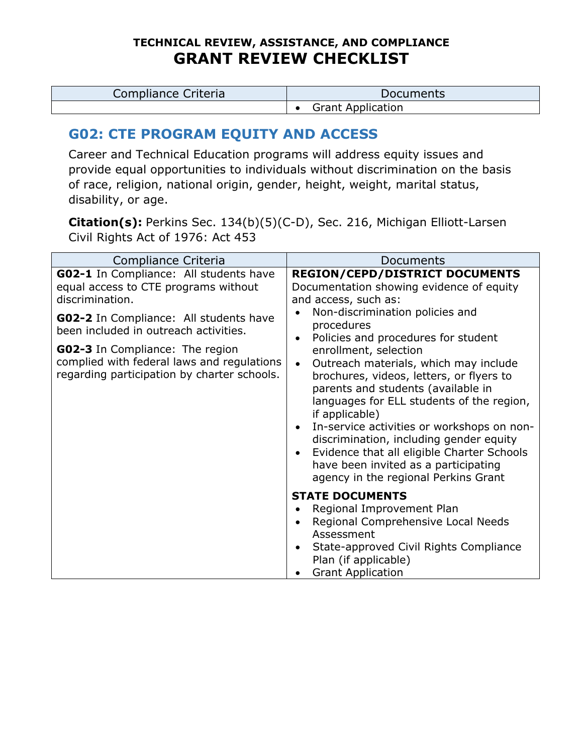**TECHNICAL REVIEW, ASSISTANCE, AND COMPLIANCE**

# GRANT REVIEW CHECKLIST

| Compliance Criteria | Documents |
| --- | --- |
| | • Grant Application |

## G02: CTE PROGRAM EQUITY AND ACCESS

Career and Technical Education programs will address equity issues and provide equal opportunities to individuals without discrimination on the basis of race, religion, national origin, gender, height, weight, marital status, disability, or age.

**Citation(s):** Perkins Sec. 134(b)(5)(C-D), Sec. 216, Michigan Elliott-Larsen Civil Rights Act of 1976: Act 453

| Compliance Criteria | Documents |
| --- | --- |
| **G02-1** In Compliance: All students have equal access to CTE programs without discrimination.<br><br>**G02-2** In Compliance: All students have been included in outreach activities.<br><br>**G02-3** In Compliance: The region complied with federal laws and regulations regarding participation by charter schools. | **REGION/CEPD/DISTRICT DOCUMENTS**<br>Documentation showing evidence of equity and access, such as:<br>• Non-discrimination policies and procedures<br>• Policies and procedures for student enrollment, selection<br>• Outreach materials, which may include brochures, videos, letters, or flyers to parents and students (available in languages for ELL students of the region, if applicable)<br>• In-service activities or workshops on non-discrimination, including gender equity<br>• Evidence that all eligible Charter Schools have been invited as a participating agency in the regional Perkins Grant<br><br>**STATE DOCUMENTS**<br>• Regional Improvement Plan<br>• Regional Comprehensive Local Needs Assessment<br>• State-approved Civil Rights Compliance Plan (if applicable)<br>• Grant Application |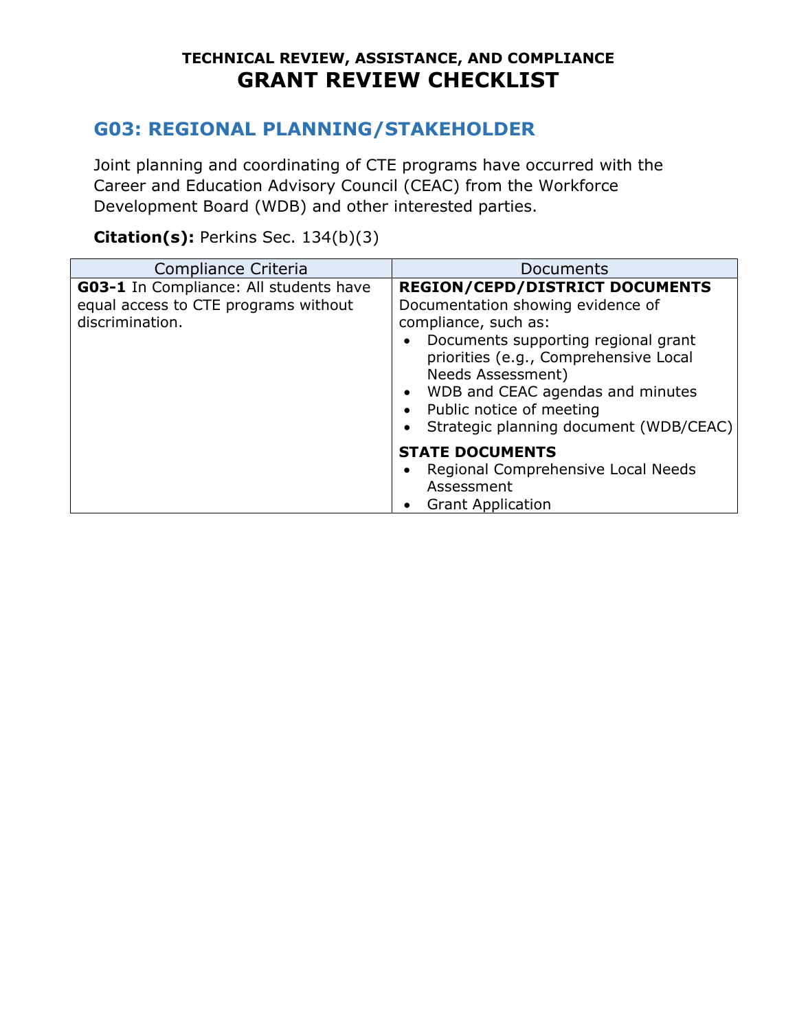**TECHNICAL REVIEW, ASSISTANCE, AND COMPLIANCE**

# GRANT REVIEW CHECKLIST

## G03: REGIONAL PLANNING/STAKEHOLDER

Joint planning and coordinating of CTE programs have occurred with the Career and Education Advisory Council (CEAC) from the Workforce Development Board (WDB) and other interested parties.

**Citation(s):** Perkins Sec. 134(b)(3)

| Compliance Criteria | Documents |
|---|---|
| **G03-1** In Compliance: All students have equal access to CTE programs without discrimination. | **REGION/CEPD/DISTRICT DOCUMENTS**<br>Documentation showing evidence of compliance, such as:<br>• Documents supporting regional grant priorities (e.g., Comprehensive Local Needs Assessment)<br>• WDB and CEAC agendas and minutes<br>• Public notice of meeting<br>• Strategic planning document (WDB/CEAC)<br><br>**STATE DOCUMENTS**<br>• Regional Comprehensive Local Needs Assessment<br>• Grant Application |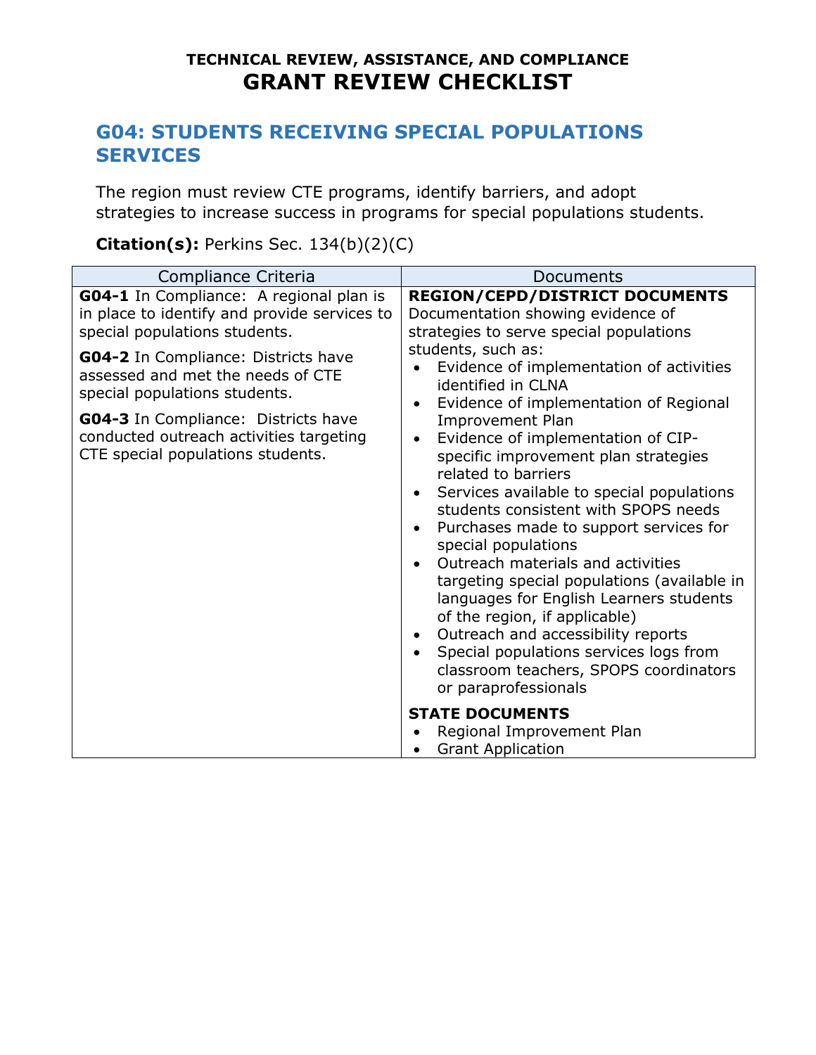**TECHNICAL REVIEW, ASSISTANCE, AND COMPLIANCE**
# GRANT REVIEW CHECKLIST

## G04: STUDENTS RECEIVING SPECIAL POPULATIONS SERVICES

The region must review CTE programs, identify barriers, and adopt strategies to increase success in programs for special populations students.

**Citation(s):** Perkins Sec. 134(b)(2)(C)

| Compliance Criteria | Documents |
|---|---|
| **G04-1** In Compliance: A regional plan is in place to identify and provide services to special populations students.<br><br>**G04-2** In Compliance: Districts have assessed and met the needs of CTE special populations students.<br><br>**G04-3** In Compliance: Districts have conducted outreach activities targeting CTE special populations students. | **REGION/CEPD/DISTRICT DOCUMENTS**<br>Documentation showing evidence of strategies to serve special populations students, such as:<br>• Evidence of implementation of activities identified in CLNA<br>• Evidence of implementation of Regional Improvement Plan<br>• Evidence of implementation of CIP-specific improvement plan strategies related to barriers<br>• Services available to special populations students consistent with SPOPS needs<br>• Purchases made to support services for special populations<br>• Outreach materials and activities targeting special populations (available in languages for English Learners students of the region, if applicable)<br>• Outreach and accessibility reports<br>• Special populations services logs from classroom teachers, SPOPS coordinators or paraprofessionals<br><br>**STATE DOCUMENTS**<br>• Regional Improvement Plan<br>• Grant Application |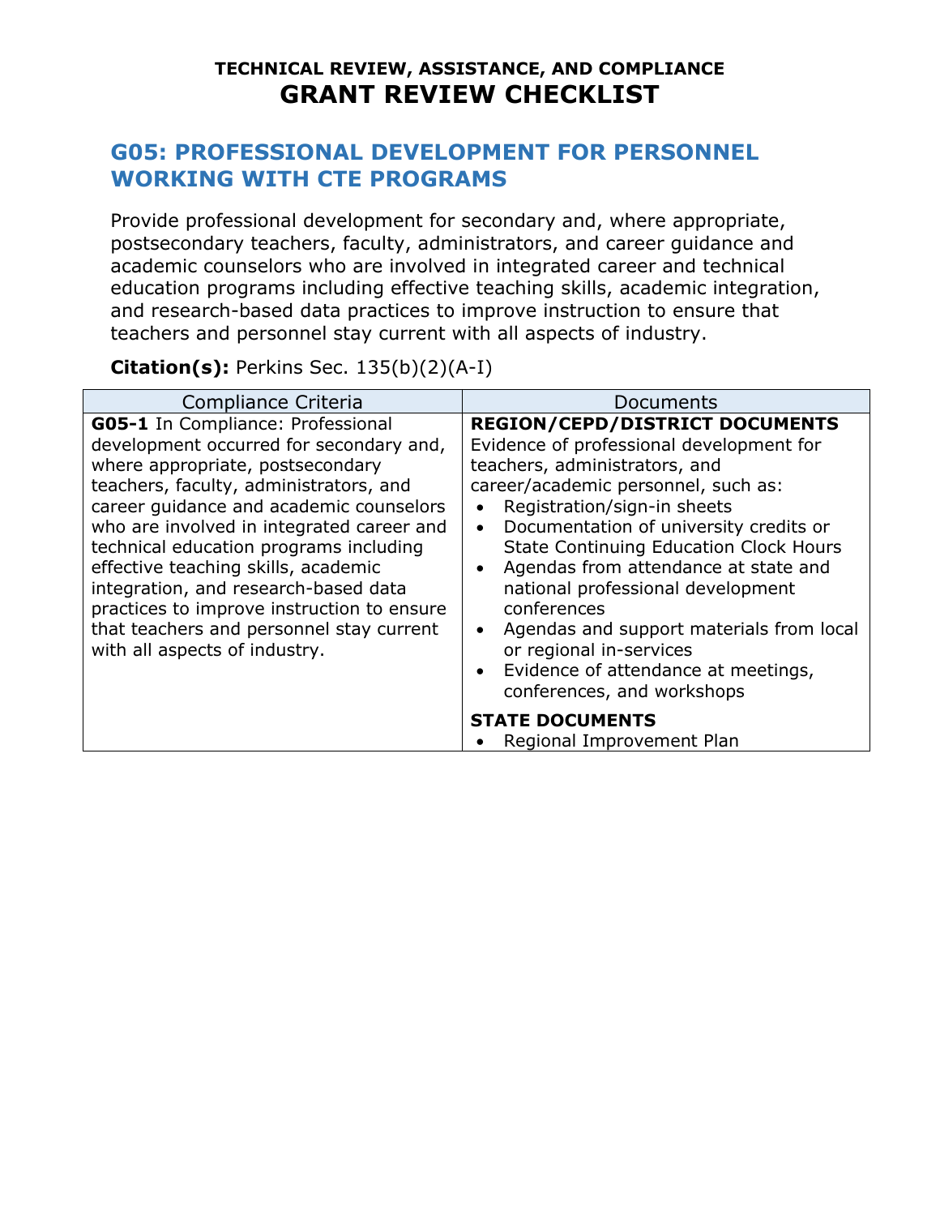**TECHNICAL REVIEW, ASSISTANCE, AND COMPLIANCE**
# GRANT REVIEW CHECKLIST

## G05: PROFESSIONAL DEVELOPMENT FOR PERSONNEL WORKING WITH CTE PROGRAMS

Provide professional development for secondary and, where appropriate, postsecondary teachers, faculty, administrators, and career guidance and academic counselors who are involved in integrated career and technical education programs including effective teaching skills, academic integration, and research-based data practices to improve instruction to ensure that teachers and personnel stay current with all aspects of industry.

**Citation(s):** Perkins Sec. 135(b)(2)(A-I)

| Compliance Criteria | Documents |
|---|---|
| **G05-1** In Compliance: Professional development occurred for secondary and, where appropriate, postsecondary teachers, faculty, administrators, and career guidance and academic counselors who are involved in integrated career and technical education programs including effective teaching skills, academic integration, and research-based data practices to improve instruction to ensure that teachers and personnel stay current with all aspects of industry. | **REGION/CEPD/DISTRICT DOCUMENTS**<br>Evidence of professional development for teachers, administrators, and career/academic personnel, such as:<br>• Registration/sign-in sheets<br>• Documentation of university credits or State Continuing Education Clock Hours<br>• Agendas from attendance at state and national professional development conferences<br>• Agendas and support materials from local or regional in-services<br>• Evidence of attendance at meetings, conferences, and workshops<br><br>**STATE DOCUMENTS**<br>• Regional Improvement Plan |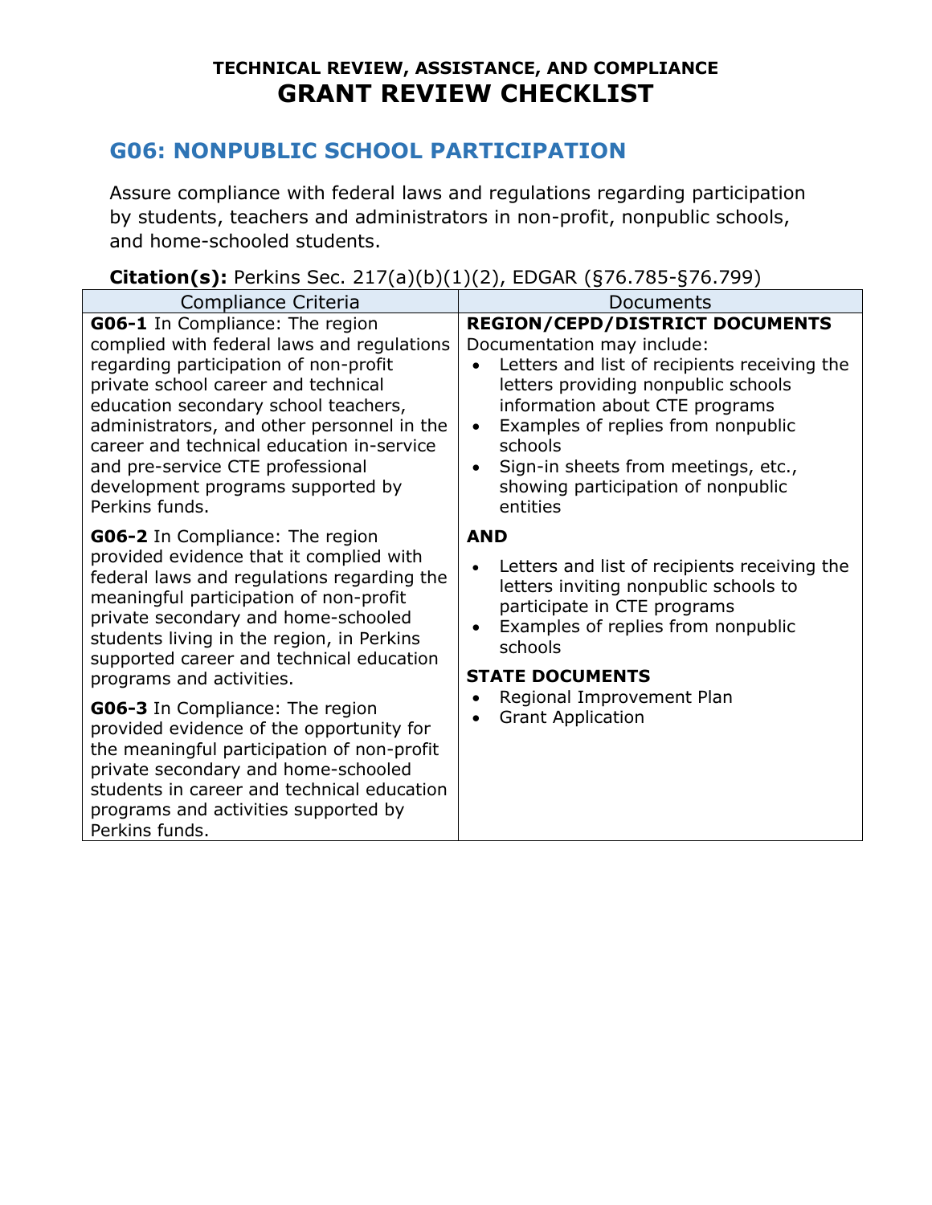**TECHNICAL REVIEW, ASSISTANCE, AND COMPLIANCE**
# GRANT REVIEW CHECKLIST

## G06: NONPUBLIC SCHOOL PARTICIPATION

Assure compliance with federal laws and regulations regarding participation by students, teachers and administrators in non-profit, nonpublic schools, and home-schooled students.

**Citation(s):** Perkins Sec. 217(a)(b)(1)(2), EDGAR (§76.785-§76.799)

| Compliance Criteria | Documents |
|---|---|
| **G06-1** In Compliance: The region complied with federal laws and regulations regarding participation of non-profit private school career and technical education secondary school teachers, administrators, and other personnel in the career and technical education in-service and pre-service CTE professional development programs supported by Perkins funds.<br><br>**G06-2** In Compliance: The region provided evidence that it complied with federal laws and regulations regarding the meaningful participation of non-profit private secondary and home-schooled students living in the region, in Perkins supported career and technical education programs and activities.<br><br>**G06-3** In Compliance: The region provided evidence of the opportunity for the meaningful participation of non-profit private secondary and home-schooled students in career and technical education programs and activities supported by Perkins funds. | **REGION/CEPD/DISTRICT DOCUMENTS**<br>Documentation may include:<br>• Letters and list of recipients receiving the letters providing nonpublic schools information about CTE programs<br>• Examples of replies from nonpublic schools<br>• Sign-in sheets from meetings, etc., showing participation of nonpublic entities<br><br>**AND**<br><br>• Letters and list of recipients receiving the letters inviting nonpublic schools to participate in CTE programs<br>• Examples of replies from nonpublic schools<br><br>**STATE DOCUMENTS**<br>• Regional Improvement Plan<br>• Grant Application |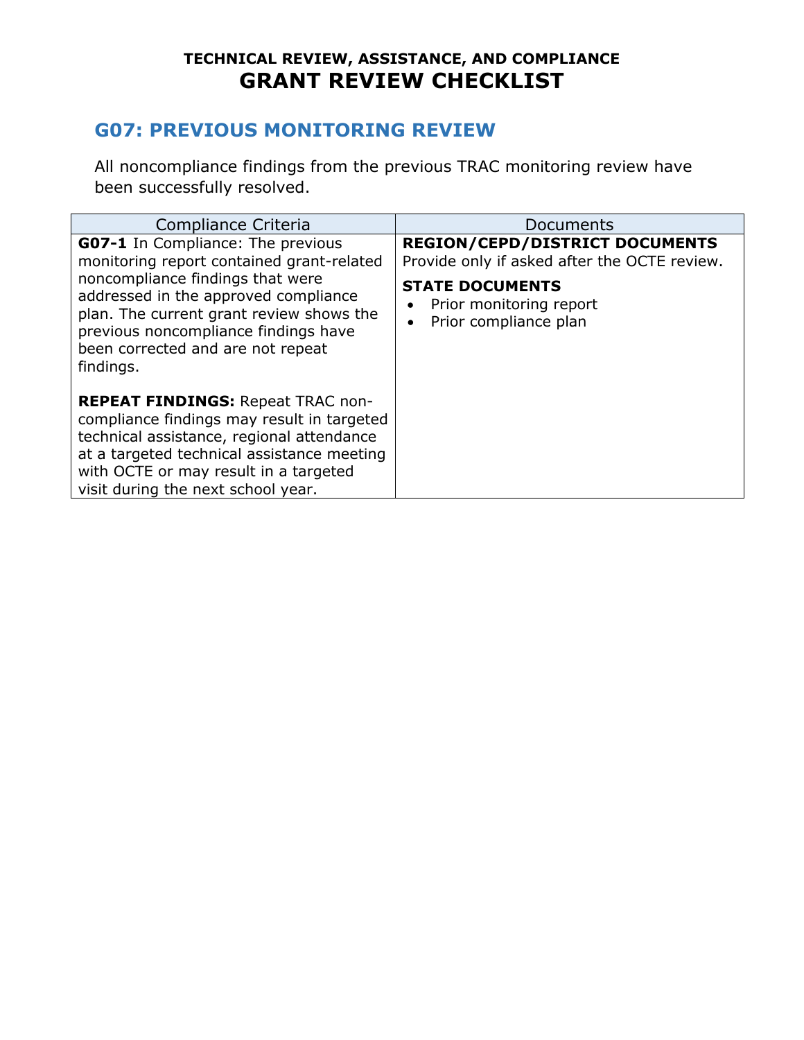**TECHNICAL REVIEW, ASSISTANCE, AND COMPLIANCE**

# GRANT REVIEW CHECKLIST

## G07: PREVIOUS MONITORING REVIEW

All noncompliance findings from the previous TRAC monitoring review have been successfully resolved.

| Compliance Criteria | Documents |
| --- | --- |
| **G07-1** In Compliance: The previous monitoring report contained grant-related noncompliance findings that were addressed in the approved compliance plan. The current grant review shows the previous noncompliance findings have been corrected and are not repeat findings.<br><br>**REPEAT FINDINGS:** Repeat TRAC non-compliance findings may result in targeted technical assistance, regional attendance at a targeted technical assistance meeting with OCTE or may result in a targeted visit during the next school year. | **REGION/CEPD/DISTRICT DOCUMENTS**<br>Provide only if asked after the OCTE review.<br><br>**STATE DOCUMENTS**<br>• Prior monitoring report<br>• Prior compliance plan |